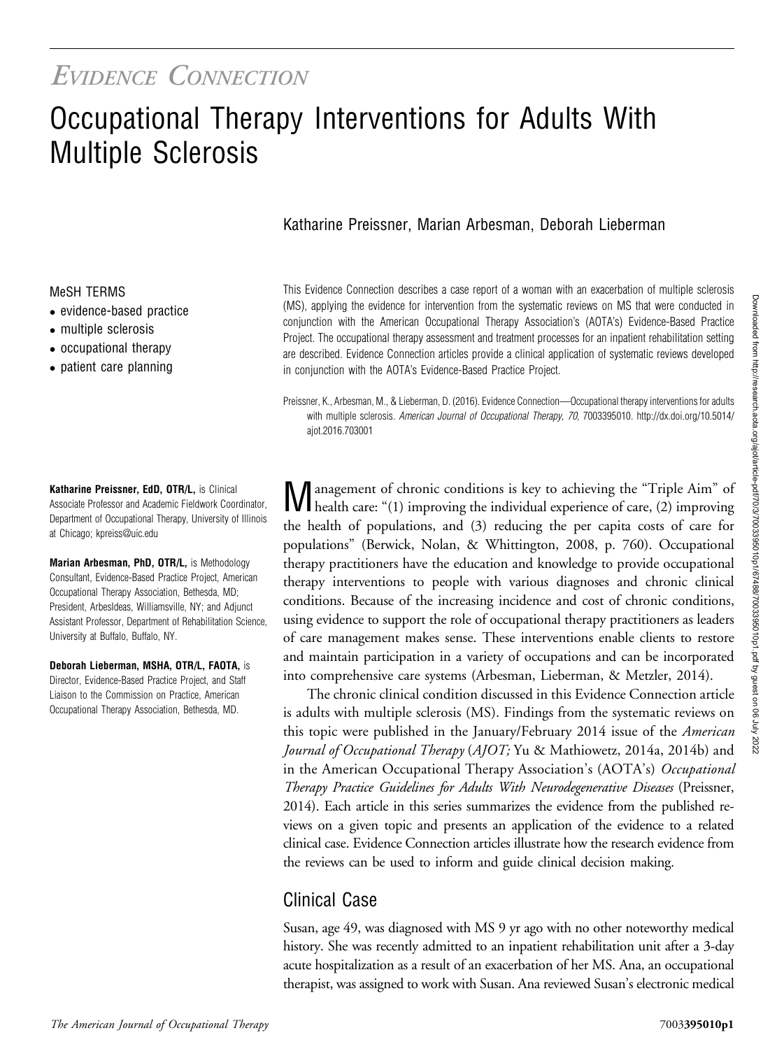*Evidence Connection*

# Occupational Therapy Interventions for Adults With Multiple Sclerosis

Katharine Preissner, Marian Arbesman, Deborah Lieberman

MeSH TERMS

- evidence-based practice
- multiple sclerosis
- occupational therapy
- patient care planning

This Evidence Connection describes a case report of a woman with an exacerbation of multiple sclerosis (MS), applying the evidence for intervention from the systematic reviews on MS that were conducted in conjunction with the American Occupational Therapy Association's (AOTA's) Evidence-Based Practice Project. The occupational therapy assessment and treatment processes for an inpatient rehabilitation setting are described. Evidence Connection articles provide a clinical application of systematic reviews developed in conjunction with the AOTA's Evidence-Based Practice Project.

Preissner, K., Arbesman, M., & Lieberman, D. (2016). Evidence Connection—Occupational therapy interventions for adults with multiple sclerosis. *American Journal of Occupational Therapy, 70*, 7003395010. http://dx.doi.org/10.5014/ajot.2016.703001

**Katharine Preissner, EdD, OTR/L,** is Clinical Associate Professor and Academic Fieldwork Coordinator, Department of Occupational Therapy, University of Illinois at Chicago; kpreiss@uic.edu

**Marian Arbesman, PhD, OTR/L,** is Methodology Consultant, Evidence-Based Practice Project, American Occupational Therapy Association, Bethesda, MD; President, ArbesIdeas, Williamsville, NY; and Adjunct Assistant Professor, Department of Rehabilitation Science, University at Buffalo, Buffalo, NY.

**Deborah Lieberman, MSHA, OTR/L, FAOTA,** is Director, Evidence-Based Practice Project, and Staff Liaison to the Commission on Practice, American Occupational Therapy Association, Bethesda, MD.

Management of chronic conditions is key to achieving the "Triple Aim" of health care: "(1) improving the individual experience of care, (2) improving the health of populations, and (3) reducing the per capita costs of care for populations" (Berwick, Nolan, & Whittington, 2008, p. 760). Occupational therapy practitioners have the education and knowledge to provide occupational therapy interventions to people with various diagnoses and chronic clinical conditions. Because of the increasing incidence and cost of chronic conditions, using evidence to support the role of occupational therapy practitioners as leaders of care management makes sense. These interventions enable clients to restore and maintain participation in a variety of occupations and can be incorporated into comprehensive care systems (Arbesman, Lieberman, & Metzler, 2014).

The chronic clinical condition discussed in this Evidence Connection article is adults with multiple sclerosis (MS). Findings from the systematic reviews on this topic were published in the January/February 2014 issue of the *American Journal of Occupational Therapy* (*AJOT;* Yu & Mathiowetz, 2014a, 2014b) and in the American Occupational Therapy Association's (AOTA's) *Occupational Therapy Practice Guidelines for Adults With Neurodegenerative Diseases* (Preissner, 2014). Each article in this series summarizes the evidence from the published reviews on a given topic and presents an application of the evidence to a related clinical case. Evidence Connection articles illustrate how the research evidence from the reviews can be used to inform and guide clinical decision making.

## Clinical Case

Susan, age 49, was diagnosed with MS 9 yr ago with no other noteworthy medical history. She was recently admitted to an inpatient rehabilitation unit after a 3-day acute hospitalization as a result of an exacerbation of her MS. Ana, an occupational therapist, was assigned to work with Susan. Ana reviewed Susan's electronic medical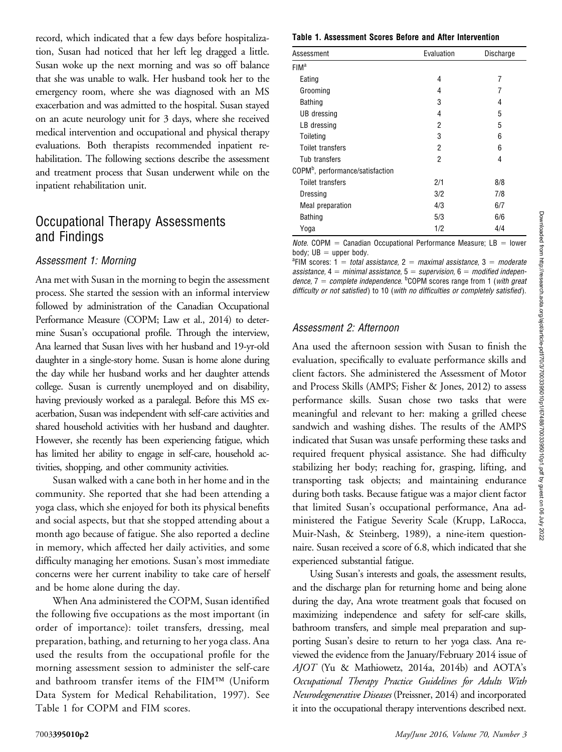record, which indicated that a few days before hospitalization, Susan had noticed that her left leg dragged a little. Susan woke up the next morning and was so off balance that she was unable to walk. Her husband took her to the emergency room, where she was diagnosed with an MS exacerbation and was admitted to the hospital. Susan stayed on an acute neurology unit for 3 days, where she received medical intervention and occupational and physical therapy evaluations. Both therapists recommended inpatient rehabilitation. The following sections describe the assessment and treatment process that Susan underwent while on the inpatient rehabilitation unit.

## Occupational Therapy Assessments and Findings

### *Assessment 1: Morning*

Ana met with Susan in the morning to begin the assessment process. She started the session with an informal interview followed by administration of the Canadian Occupational Performance Measure (COPM; Law et al., 2014) to determine Susan's occupational profile. Through the interview, Ana learned that Susan lives with her husband and 19-yr-old daughter in a single-story home. Susan is home alone during the day while her husband works and her daughter attends college. Susan is currently unemployed and on disability, having previously worked as a paralegal. Before this MS exacerbation, Susan was independent with self-care activities and shared household activities with her husband and daughter. However, she recently has been experiencing fatigue, which has limited her ability to engage in self-care, household activities, shopping, and other community activities.

Susan walked with a cane both in her home and in the community. She reported that she had been attending a yoga class, which she enjoyed for both its physical benefits and social aspects, but that she stopped attending about a month ago because of fatigue. She also reported a decline in memory, which affected her daily activities, and some difficulty managing her emotions. Susan's most immediate concerns were her current inability to take care of herself and be home alone during the day.

When Ana administered the COPM, Susan identified the following five occupations as the most important (in order of importance): toilet transfers, dressing, meal preparation, bathing, and returning to her yoga class. Ana used the results from the occupational profile for the morning assessment session to administer the self-care and bathroom transfer items of the FIM™ (Uniform Data System for Medical Rehabilitation, 1997). See Table 1 for COPM and FIM scores.

**Table 1. Assessment Scores Before and After Intervention**

| Assessment | Evaluation | Discharge |
|---|---|---|
| FIM[a] | | |
| Eating | 4 | 7 |
| Grooming | 4 | 7 |
| Bathing | 3 | 4 |
| UB dressing | 4 | 5 |
| LB dressing | 2 | 5 |
| Toileting | 3 | 6 |
| Toilet transfers | 2 | 6 |
| Tub transfers | 2 | 4 |
| COPM[b], performance/satisfaction | | |
| Toilet transfers | 2/1 | 8/8 |
| Dressing | 3/2 | 7/8 |
| Meal preparation | 4/3 | 6/7 |
| Bathing | 5/3 | 6/6 |
| Yoga | 1/2 | 4/4 |

*Note.* COPM = Canadian Occupational Performance Measure; LB = lower body; UB = upper body.
[a]FIM scores: 1 = *total assistance*, 2 = *maximal assistance*, 3 = *moderate assistance*, 4 = *minimal assistance*, 5 = *supervision*, 6 = *modified independence*, 7 = *complete independence*. [b]COPM scores range from 1 (*with great difficulty or not satisfied*) to 10 (*with no difficulties or completely satisfied*).

### *Assessment 2: Afternoon*

Ana used the afternoon session with Susan to finish the evaluation, specifically to evaluate performance skills and client factors. She administered the Assessment of Motor and Process Skills (AMPS; Fisher & Jones, 2012) to assess performance skills. Susan chose two tasks that were meaningful and relevant to her: making a grilled cheese sandwich and washing dishes. The results of the AMPS indicated that Susan was unsafe performing these tasks and required frequent physical assistance. She had difficulty stabilizing her body; reaching for, grasping, lifting, and transporting task objects; and maintaining endurance during both tasks. Because fatigue was a major client factor that limited Susan's occupational performance, Ana administered the Fatigue Severity Scale (Krupp, LaRocca, Muir-Nash, & Steinberg, 1989), a nine-item questionnaire. Susan received a score of 6.8, which indicated that she experienced substantial fatigue.

Using Susan's interests and goals, the assessment results, and the discharge plan for returning home and being alone during the day, Ana wrote treatment goals that focused on maximizing independence and safety for self-care skills, bathroom transfers, and simple meal preparation and supporting Susan's desire to return to her yoga class. Ana reviewed the evidence from the January/February 2014 issue of *AJOT* (Yu & Mathiowetz, 2014a, 2014b) and AOTA's *Occupational Therapy Practice Guidelines for Adults With Neurodegenerative Diseases* (Preissner, 2014) and incorporated it into the occupational therapy interventions described next.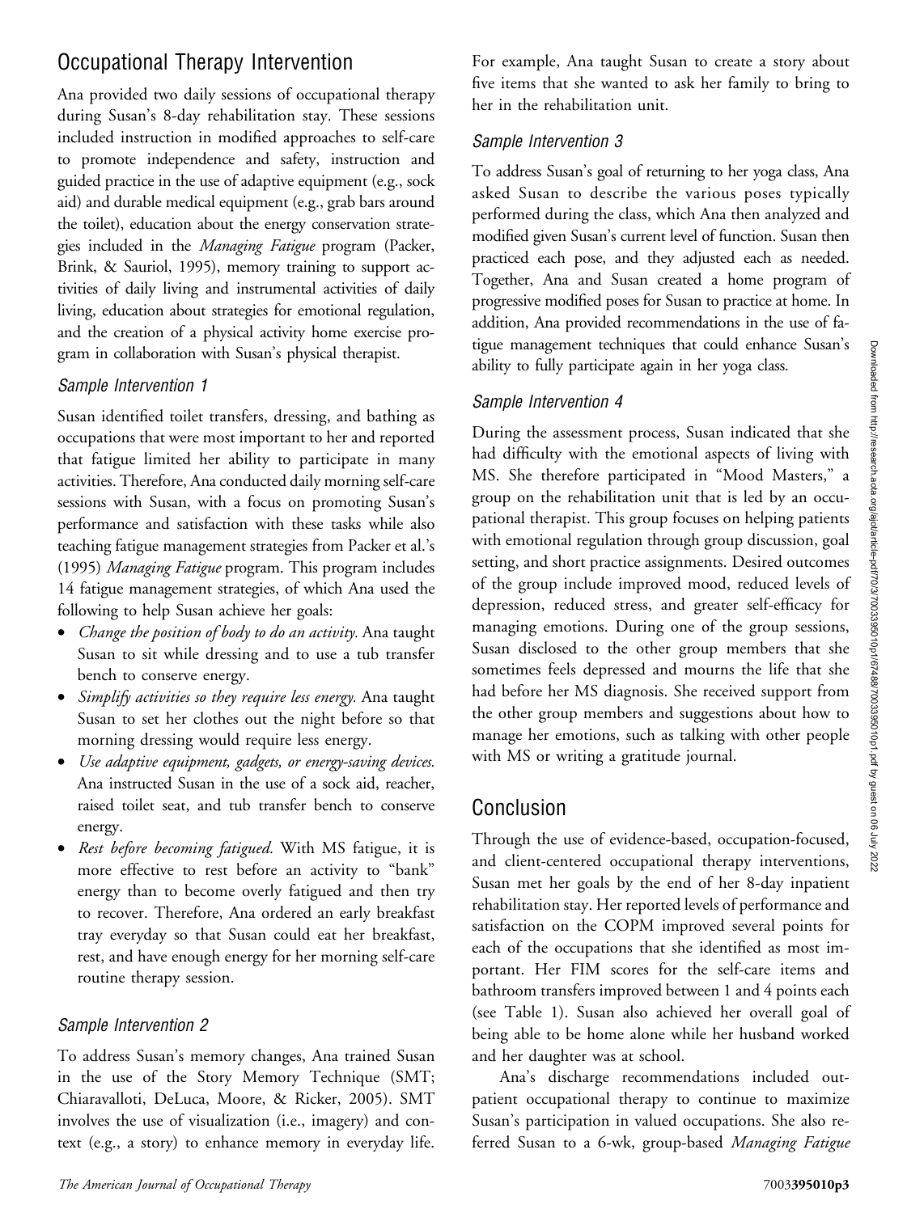## Occupational Therapy Intervention

Ana provided two daily sessions of occupational therapy during Susan's 8-day rehabilitation stay. These sessions included instruction in modified approaches to self-care to promote independence and safety, instruction and guided practice in the use of adaptive equipment (e.g., sock aid) and durable medical equipment (e.g., grab bars around the toilet), education about the energy conservation strategies included in the *Managing Fatigue* program (Packer, Brink, & Sauriol, 1995), memory training to support activities of daily living and instrumental activities of daily living, education about strategies for emotional regulation, and the creation of a physical activity home exercise program in collaboration with Susan's physical therapist.

### *Sample Intervention 1*

Susan identified toilet transfers, dressing, and bathing as occupations that were most important to her and reported that fatigue limited her ability to participate in many activities. Therefore, Ana conducted daily morning self-care sessions with Susan, with a focus on promoting Susan's performance and satisfaction with these tasks while also teaching fatigue management strategies from Packer et al.'s (1995) *Managing Fatigue* program. This program includes 14 fatigue management strategies, of which Ana used the following to help Susan achieve her goals:

- *Change the position of body to do an activity.* Ana taught Susan to sit while dressing and to use a tub transfer bench to conserve energy.
- *Simplify activities so they require less energy.* Ana taught Susan to set her clothes out the night before so that morning dressing would require less energy.
- *Use adaptive equipment, gadgets, or energy-saving devices.* Ana instructed Susan in the use of a sock aid, reacher, raised toilet seat, and tub transfer bench to conserve energy.
- *Rest before becoming fatigued.* With MS fatigue, it is more effective to rest before an activity to "bank" energy than to become overly fatigued and then try to recover. Therefore, Ana ordered an early breakfast tray everyday so that Susan could eat her breakfast, rest, and have enough energy for her morning self-care routine therapy session.

### *Sample Intervention 2*

To address Susan's memory changes, Ana trained Susan in the use of the Story Memory Technique (SMT; Chiaravalloti, DeLuca, Moore, & Ricker, 2005). SMT involves the use of visualization (i.e., imagery) and context (e.g., a story) to enhance memory in everyday life. For example, Ana taught Susan to create a story about five items that she wanted to ask her family to bring to her in the rehabilitation unit.

### *Sample Intervention 3*

To address Susan's goal of returning to her yoga class, Ana asked Susan to describe the various poses typically performed during the class, which Ana then analyzed and modified given Susan's current level of function. Susan then practiced each pose, and they adjusted each as needed. Together, Ana and Susan created a home program of progressive modified poses for Susan to practice at home. In addition, Ana provided recommendations in the use of fatigue management techniques that could enhance Susan's ability to fully participate again in her yoga class.

### *Sample Intervention 4*

During the assessment process, Susan indicated that she had difficulty with the emotional aspects of living with MS. She therefore participated in "Mood Masters," a group on the rehabilitation unit that is led by an occupational therapist. This group focuses on helping patients with emotional regulation through group discussion, goal setting, and short practice assignments. Desired outcomes of the group include improved mood, reduced levels of depression, reduced stress, and greater self-efficacy for managing emotions. During one of the group sessions, Susan disclosed to the other group members that she sometimes feels depressed and mourns the life that she had before her MS diagnosis. She received support from the other group members and suggestions about how to manage her emotions, such as talking with other people with MS or writing a gratitude journal.

## Conclusion

Through the use of evidence-based, occupation-focused, and client-centered occupational therapy interventions, Susan met her goals by the end of her 8-day inpatient rehabilitation stay. Her reported levels of performance and satisfaction on the COPM improved several points for each of the occupations that she identified as most important. Her FIM scores for the self-care items and bathroom transfers improved between 1 and 4 points each (see Table 1). Susan also achieved her overall goal of being able to be home alone while her husband worked and her daughter was at school.

Ana's discharge recommendations included outpatient occupational therapy to continue to maximize Susan's participation in valued occupations. She also referred Susan to a 6-wk, group-based *Managing Fatigue*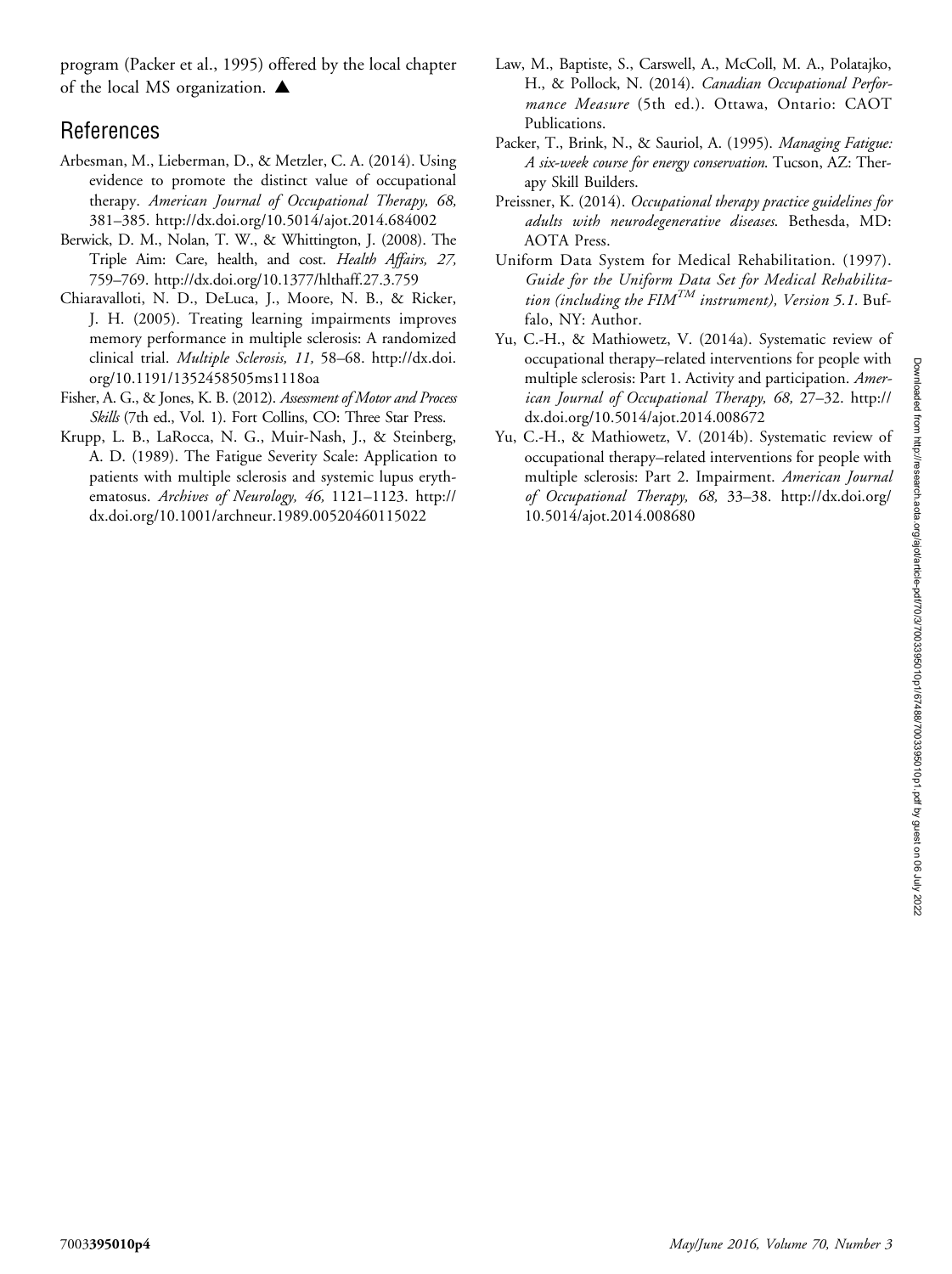program (Packer et al., 1995) offered by the local chapter of the local MS organization. ▲

## References

Arbesman, M., Lieberman, D., & Metzler, C. A. (2014). Using evidence to promote the distinct value of occupational therapy. *American Journal of Occupational Therapy, 68,* 381–385. http://dx.doi.org/10.5014/ajot.2014.684002

Berwick, D. M., Nolan, T. W., & Whittington, J. (2008). The Triple Aim: Care, health, and cost. *Health Affairs, 27,* 759–769. http://dx.doi.org/10.1377/hlthaff.27.3.759

Chiaravalloti, N. D., DeLuca, J., Moore, N. B., & Ricker, J. H. (2005). Treating learning impairments improves memory performance in multiple sclerosis: A randomized clinical trial. *Multiple Sclerosis, 11,* 58–68. http://dx.doi.org/10.1191/1352458505ms1118oa

Fisher, A. G., & Jones, K. B. (2012). *Assessment of Motor and Process Skills* (7th ed., Vol. 1). Fort Collins, CO: Three Star Press.

Krupp, L. B., LaRocca, N. G., Muir-Nash, J., & Steinberg, A. D. (1989). The Fatigue Severity Scale: Application to patients with multiple sclerosis and systemic lupus erythematosus. *Archives of Neurology, 46,* 1121–1123. http://dx.doi.org/10.1001/archneur.1989.00520460115022

Law, M., Baptiste, S., Carswell, A., McColl, M. A., Polatajko, H., & Pollock, N. (2014). *Canadian Occupational Performance Measure* (5th ed.). Ottawa, Ontario: CAOT Publications.

Packer, T., Brink, N., & Sauriol, A. (1995). *Managing Fatigue: A six-week course for energy conservation.* Tucson, AZ: Therapy Skill Builders.

Preissner, K. (2014). *Occupational therapy practice guidelines for adults with neurodegenerative diseases.* Bethesda, MD: AOTA Press.

Uniform Data System for Medical Rehabilitation. (1997). *Guide for the Uniform Data Set for Medical Rehabilitation (including the FIM™ instrument), Version 5.1.* Buffalo, NY: Author.

Yu, C.-H., & Mathiowetz, V. (2014a). Systematic review of occupational therapy–related interventions for people with multiple sclerosis: Part 1. Activity and participation. *American Journal of Occupational Therapy, 68,* 27–32. http://dx.doi.org/10.5014/ajot.2014.008672

Yu, C.-H., & Mathiowetz, V. (2014b). Systematic review of occupational therapy–related interventions for people with multiple sclerosis: Part 2. Impairment. *American Journal of Occupational Therapy, 68,* 33–38. http://dx.doi.org/10.5014/ajot.2014.008680